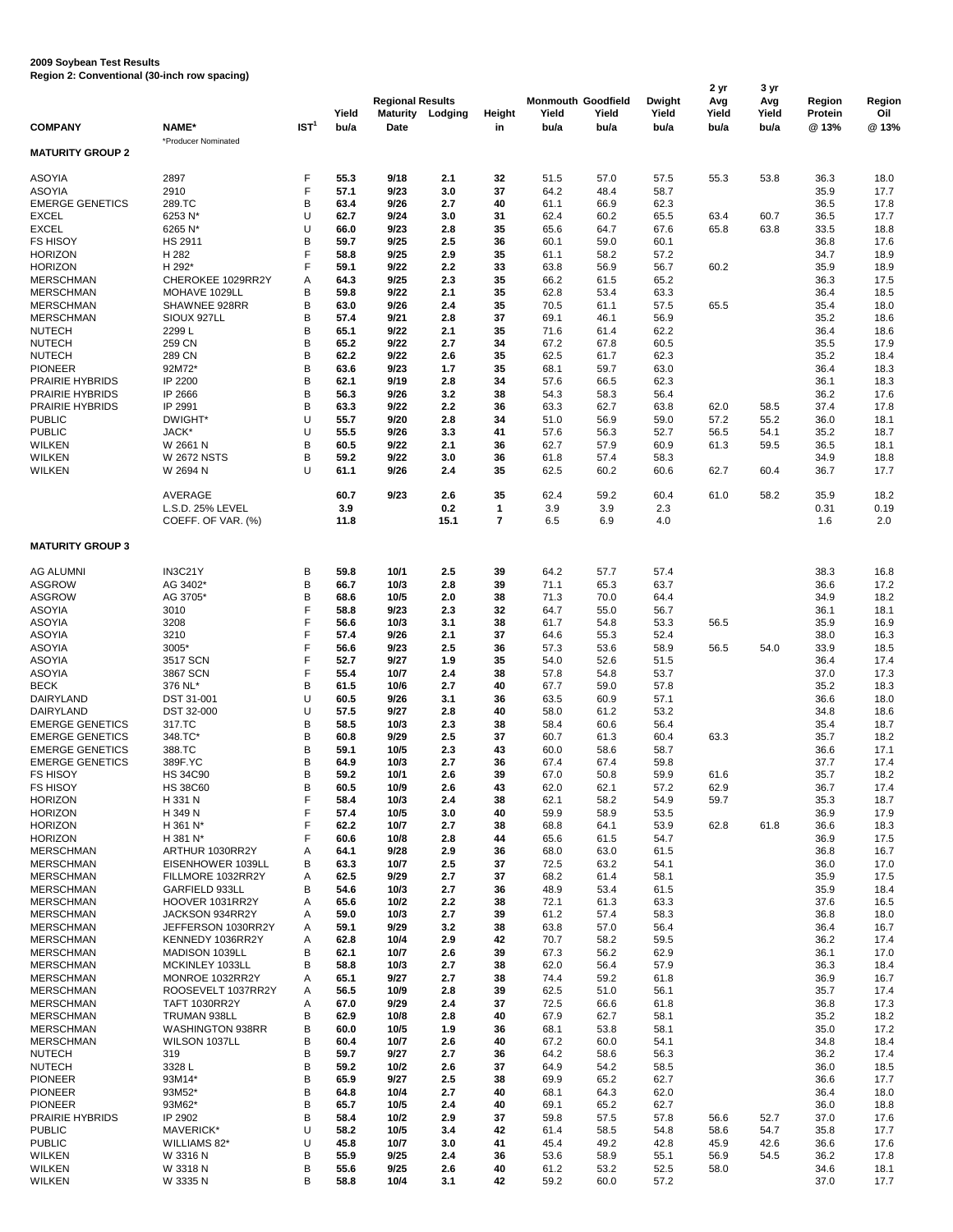**2009 Soybean Test Results**
**Region 2: Conventional (30-inch row spacing)**

| COMPANY | NAME* | IST[1] | Yield bu/a | Regional Results Maturity Date | Lodging | Height in | Monmouth Yield bu/a | Goodfield Yield bu/a | Dwight Yield bu/a | 2 yr Avg Yield bu/a | 3 yr Avg Yield bu/a | Region Protein @ 13% | Region Oil @ 13% |
|---|---|---|---|---|---|---|---|---|---|---|---|---|---|
| | *Producer Nominated | | | | | | | | | | | | |
| **MATURITY GROUP 2** | | | | | | | | | | | | | |
| ASOYIA | 2897 | F | **55.3** | **9/18** | **2.1** | **32** | 51.5 | 57.0 | 57.5 | 55.3 | 53.8 | 36.3 | 18.0 |
| ASOYIA | 2910 | F | **57.1** | **9/23** | **3.0** | **37** | 64.2 | 48.4 | 58.7 | | | 35.9 | 17.7 |
| EMERGE GENETICS | 289.TC | B | **63.4** | **9/26** | **2.7** | **40** | 61.1 | 66.9 | 62.3 | | | 36.5 | 17.8 |
| EXCEL | 6253 N* | U | **62.7** | **9/24** | **3.0** | **31** | 62.4 | 60.2 | 65.5 | 63.4 | 60.7 | 36.5 | 17.7 |
| EXCEL | 6265 N* | U | **66.0** | **9/23** | **2.8** | **35** | 65.6 | 64.7 | 67.6 | 65.8 | 63.8 | 33.5 | 18.8 |
| FS HISOY | HS 2911 | B | **59.7** | **9/25** | **2.5** | **36** | 60.1 | 59.0 | 60.1 | | | 36.8 | 17.6 |
| HORIZON | H 282 | F | **58.8** | **9/25** | **2.9** | **35** | 61.1 | 58.2 | 57.2 | | | 34.7 | 18.9 |
| HORIZON | H 292* | F | **59.1** | **9/22** | **2.2** | **33** | 63.8 | 56.9 | 56.7 | 60.2 | | 35.9 | 18.9 |
| MERSCHMAN | CHEROKEE 1029RR2Y | A | **64.3** | **9/25** | **2.3** | **35** | 66.2 | 61.5 | 65.2 | | | 36.3 | 17.5 |
| MERSCHMAN | MOHAVE 1029LL | B | **59.8** | **9/22** | **2.1** | **35** | 62.8 | 53.4 | 63.3 | | | 36.4 | 18.5 |
| MERSCHMAN | SHAWNEE 928RR | B | **63.0** | **9/26** | **2.4** | **35** | 70.5 | 61.1 | 57.5 | 65.5 | | 35.4 | 18.0 |
| MERSCHMAN | SIOUX 927LL | B | **57.4** | **9/21** | **2.8** | **37** | 69.1 | 46.1 | 56.9 | | | 35.2 | 18.6 |
| NUTECH | 2299 L | B | **65.1** | **9/22** | **2.1** | **35** | 71.6 | 61.4 | 62.2 | | | 36.4 | 18.6 |
| NUTECH | 259 CN | B | **65.2** | **9/22** | **2.7** | **34** | 67.2 | 67.8 | 60.5 | | | 35.5 | 17.9 |
| NUTECH | 289 CN | B | **62.2** | **9/22** | **2.6** | **35** | 62.5 | 61.7 | 62.3 | | | 35.2 | 18.4 |
| PIONEER | 92M72* | B | **63.6** | **9/23** | **1.7** | **35** | 68.1 | 59.7 | 63.0 | | | 36.4 | 18.3 |
| PRAIRIE HYBRIDS | IP 2200 | B | **62.1** | **9/19** | **2.8** | **34** | 57.6 | 66.5 | 62.3 | | | 36.1 | 18.3 |
| PRAIRIE HYBRIDS | IP 2666 | B | **56.3** | **9/26** | **3.2** | **38** | 54.3 | 58.3 | 56.4 | | | 36.2 | 17.6 |
| PRAIRIE HYBRIDS | IP 2991 | B | **63.3** | **9/22** | **2.2** | **36** | 63.3 | 62.7 | 63.8 | 62.0 | 58.5 | 37.4 | 17.8 |
| PUBLIC | DWIGHT* | U | **55.7** | **9/20** | **2.8** | **34** | 51.0 | 56.9 | 59.0 | 57.2 | 55.2 | 36.0 | 18.1 |
| PUBLIC | JACK* | U | **55.5** | **9/26** | **3.3** | **41** | 57.6 | 56.3 | 52.7 | 56.5 | 54.1 | 35.2 | 18.7 |
| WILKEN | W 2661 N | B | **60.5** | **9/22** | **2.1** | **36** | 62.7 | 57.9 | 60.9 | 61.3 | 59.5 | 36.5 | 18.1 |
| WILKEN | W 2672 NSTS | B | **59.2** | **9/22** | **3.0** | **36** | 61.8 | 57.4 | 58.3 | | | 34.9 | 18.8 |
| WILKEN | W 2694 N | U | **61.1** | **9/26** | **2.4** | **35** | 62.5 | 60.2 | 60.6 | 62.7 | 60.4 | 36.7 | 17.7 |
| | AVERAGE | | **60.7** | **9/23** | **2.6** | **35** | 62.4 | 59.2 | 60.4 | 61.0 | 58.2 | 35.9 | 18.2 |
| | L.S.D. 25% LEVEL | | **3.9** | | **0.2** | **1** | 3.9 | 3.9 | 2.3 | | | 0.31 | 0.19 |
| | COEFF. OF VAR. (%) | | **11.8** | | **15.1** | **7** | 6.5 | 6.9 | 4.0 | | | 1.6 | 2.0 |
| **MATURITY GROUP 3** | | | | | | | | | | | | | |
| AG ALUMNI | IN3C21Y | B | **59.8** | **10/1** | **2.5** | **39** | 64.2 | 57.7 | 57.4 | | | 38.3 | 16.8 |
| ASGROW | AG 3402* | B | **66.7** | **10/3** | **2.8** | **39** | 71.1 | 65.3 | 63.7 | | | 36.6 | 17.2 |
| ASGROW | AG 3705* | B | **68.6** | **10/5** | **2.0** | **38** | 71.3 | 70.0 | 64.4 | | | 34.9 | 18.2 |
| ASOYIA | 3010 | F | **58.8** | **9/23** | **2.3** | **32** | 64.7 | 55.0 | 56.7 | | | 36.1 | 18.1 |
| ASOYIA | 3208 | F | **56.6** | **10/3** | **3.1** | **38** | 61.7 | 54.8 | 53.3 | 56.5 | | 35.9 | 16.9 |
| ASOYIA | 3210 | F | **57.4** | **9/26** | **2.1** | **37** | 64.6 | 55.3 | 52.4 | | | 38.0 | 16.3 |
| ASOYIA | 3005* | F | **56.6** | **9/23** | **2.5** | **36** | 57.3 | 53.6 | 58.9 | 56.5 | 54.0 | 33.9 | 18.5 |
| ASOYIA | 3517 SCN | F | **52.7** | **9/27** | **1.9** | **35** | 54.0 | 52.6 | 51.5 | | | 36.4 | 17.4 |
| ASOYIA | 3867 SCN | F | **55.4** | **10/7** | **2.4** | **38** | 57.8 | 54.8 | 53.7 | | | 37.0 | 17.3 |
| BECK | 376 NL* | B | **61.5** | **10/6** | **2.7** | **40** | 67.7 | 59.0 | 57.8 | | | 35.2 | 18.3 |
| DAIRYLAND | DST 31-001 | U | **60.5** | **9/26** | **3.1** | **36** | 63.5 | 60.9 | 57.1 | | | 36.6 | 18.0 |
| DAIRYLAND | DST 32-000 | U | **57.5** | **9/27** | **2.8** | **40** | 58.0 | 61.2 | 53.2 | | | 34.8 | 18.6 |
| EMERGE GENETICS | 317.TC | B | **58.5** | **10/3** | **2.3** | **38** | 58.4 | 60.6 | 56.4 | | | 35.4 | 18.7 |
| EMERGE GENETICS | 348.TC* | B | **60.8** | **9/29** | **2.5** | **37** | 60.7 | 61.3 | 60.4 | 63.3 | | 35.7 | 18.2 |
| EMERGE GENETICS | 388.TC | B | **59.1** | **10/5** | **2.3** | **43** | 60.0 | 58.6 | 58.7 | | | 36.6 | 17.1 |
| EMERGE GENETICS | 389F.YC | B | **64.9** | **10/3** | **2.7** | **36** | 67.4 | 67.4 | 59.8 | | | 37.7 | 17.4 |
| FS HISOY | HS 34C90 | B | **59.2** | **10/1** | **2.6** | **39** | 67.0 | 50.8 | 59.9 | 61.6 | | 35.7 | 18.2 |
| FS HISOY | HS 38C60 | B | **60.5** | **10/9** | **2.6** | **43** | 62.0 | 62.1 | 57.2 | 62.9 | | 36.7 | 17.4 |
| HORIZON | H 331 N | F | **58.4** | **10/3** | **2.4** | **38** | 62.1 | 58.2 | 54.9 | 59.7 | | 35.3 | 18.7 |
| HORIZON | H 349 N | F | **57.4** | **10/5** | **3.0** | **40** | 59.9 | 58.9 | 53.5 | | | 36.9 | 17.9 |
| HORIZON | H 361 N* | F | **62.2** | **10/7** | **2.7** | **38** | 68.8 | 64.1 | 53.9 | 62.8 | 61.8 | 36.6 | 18.3 |
| HORIZON | H 381 N* | F | **60.6** | **10/8** | **2.8** | **44** | 65.6 | 61.5 | 54.7 | | | 36.9 | 17.5 |
| MERSCHMAN | ARTHUR 1030RR2Y | A | **64.1** | **9/28** | **2.9** | **36** | 68.0 | 63.0 | 61.5 | | | 36.8 | 16.7 |
| MERSCHMAN | EISENHOWER 1039LL | B | **63.3** | **10/7** | **2.5** | **37** | 72.5 | 63.2 | 54.1 | | | 36.0 | 17.0 |
| MERSCHMAN | FILLMORE 1032RR2Y | A | **62.5** | **9/29** | **2.7** | **37** | 68.2 | 61.4 | 58.1 | | | 35.9 | 17.5 |
| MERSCHMAN | GARFIELD 933LL | B | **54.6** | **10/3** | **2.7** | **36** | 48.9 | 53.4 | 61.5 | | | 35.9 | 18.4 |
| MERSCHMAN | HOOVER 1031RR2Y | A | **65.6** | **10/2** | **2.2** | **38** | 72.1 | 61.3 | 63.3 | | | 37.6 | 16.5 |
| MERSCHMAN | JACKSON 934RR2Y | A | **59.0** | **10/3** | **2.7** | **39** | 61.2 | 57.4 | 58.3 | | | 36.8 | 18.0 |
| MERSCHMAN | JEFFERSON 1030RR2Y | A | **59.1** | **9/29** | **3.2** | **38** | 63.8 | 57.0 | 56.4 | | | 36.4 | 16.7 |
| MERSCHMAN | KENNEDY 1036RR2Y | A | **62.8** | **10/4** | **2.9** | **42** | 70.7 | 58.2 | 59.5 | | | 36.2 | 17.4 |
| MERSCHMAN | MADISON 1039LL | B | **62.1** | **10/7** | **2.6** | **39** | 67.3 | 56.2 | 62.9 | | | 36.1 | 17.0 |
| MERSCHMAN | MCKINLEY 1033LL | B | **58.8** | **10/3** | **2.7** | **38** | 62.0 | 56.4 | 57.9 | | | 36.3 | 18.4 |
| MERSCHMAN | MONROE 1032RR2Y | A | **65.1** | **9/27** | **2.7** | **38** | 74.4 | 59.2 | 61.8 | | | 36.9 | 16.7 |
| MERSCHMAN | ROOSEVELT 1037RR2Y | A | **56.5** | **10/9** | **2.8** | **39** | 62.5 | 51.0 | 56.1 | | | 35.7 | 17.4 |
| MERSCHMAN | TAFT 1030RR2Y | A | **67.0** | **9/29** | **2.4** | **37** | 72.5 | 66.6 | 61.8 | | | 36.8 | 17.3 |
| MERSCHMAN | TRUMAN 938LL | B | **62.9** | **10/8** | **2.8** | **40** | 67.9 | 62.7 | 58.1 | | | 35.2 | 18.2 |
| MERSCHMAN | WASHINGTON 938RR | B | **60.0** | **10/5** | **1.9** | **36** | 68.1 | 53.8 | 58.1 | | | 35.0 | 17.2 |
| MERSCHMAN | WILSON 1037LL | B | **60.4** | **10/7** | **2.6** | **40** | 67.2 | 60.0 | 54.1 | | | 34.8 | 18.4 |
| NUTECH | 319 | B | **59.7** | **9/27** | **2.7** | **36** | 64.2 | 58.6 | 56.3 | | | 36.2 | 17.4 |
| NUTECH | 3328 L | B | **59.2** | **10/2** | **2.6** | **37** | 64.9 | 54.2 | 58.5 | | | 36.0 | 18.5 |
| PIONEER | 93M14* | B | **65.9** | **9/27** | **2.5** | **38** | 69.9 | 65.2 | 62.7 | | | 36.6 | 17.7 |
| PIONEER | 93M52* | B | **64.8** | **10/4** | **2.7** | **40** | 68.1 | 64.3 | 62.0 | | | 36.4 | 18.0 |
| PIONEER | 93M62* | B | **65.7** | **10/5** | **2.4** | **40** | 69.1 | 65.2 | 62.7 | | | 36.0 | 18.8 |
| PRAIRIE HYBRIDS | IP 2902 | B | **58.4** | **10/2** | **2.9** | **37** | 59.8 | 57.5 | 57.8 | 56.6 | 52.7 | 37.0 | 17.6 |
| PUBLIC | MAVERICK* | U | **58.2** | **10/5** | **3.4** | **42** | 61.4 | 58.5 | 54.8 | 58.6 | 54.7 | 35.8 | 17.7 |
| PUBLIC | WILLIAMS 82* | U | **45.8** | **10/7** | **3.0** | **41** | 45.4 | 49.2 | 42.8 | 45.9 | 42.6 | 36.6 | 17.6 |
| WILKEN | W 3316 N | B | **55.9** | **9/25** | **2.4** | **36** | 53.6 | 58.9 | 55.1 | 56.9 | 54.5 | 36.2 | 17.8 |
| WILKEN | W 3318 N | B | **55.6** | **9/25** | **2.6** | **40** | 61.2 | 53.2 | 52.5 | 58.0 | | 34.6 | 18.1 |
| WILKEN | W 3335 N | B | **58.8** | **10/4** | **3.1** | **42** | 59.2 | 60.0 | 57.2 | | | 37.0 | 17.7 |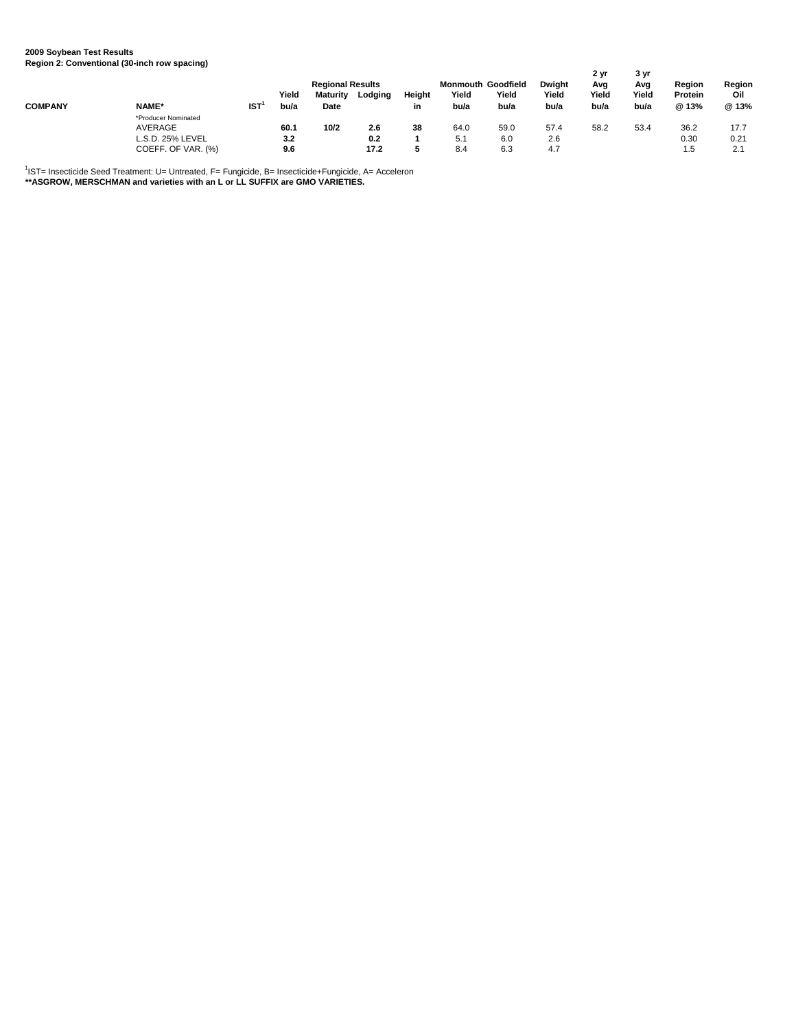**2009 Soybean Test Results**
**Region 2: Conventional (30-inch row spacing)**

| COMPANY | NAME* | IST[1] | Yield bu/a | Regional Results Maturity Date | Lodging | Height in | Monmouth Yield bu/a | Goodfield Yield bu/a | Dwight Yield bu/a | 2 yr Avg Yield bu/a | 3 yr Avg Yield bu/a | Region Protein @ 13% | Region Oil @ 13% |
|---|---|---|---|---|---|---|---|---|---|---|---|---|---|
| | *Producer Nominated | | | | | | | | | | | | |
| | AVERAGE | | **60.1** | **10/2** | **2.6** | **38** | 64.0 | 59.0 | 57.4 | 58.2 | 53.4 | 36.2 | 17.7 |
| | L.S.D. 25% LEVEL | | **3.2** | | **0.2** | **1** | 5.1 | 6.0 | 2.6 | | | 0.30 | 0.21 |
| | COEFF. OF VAR. (%) | | **9.6** | | **17.2** | **5** | 8.4 | 6.3 | 4.7 | | | 1.5 | 2.1 |

[1]IST= Insecticide Seed Treatment: U= Untreated, F= Fungicide, B= Insecticide+Fungicide, A= Acceleron

**ASGROW, MERSCHMAN and varieties with an L or LL SUFFIX are GMO VARIETIES.**